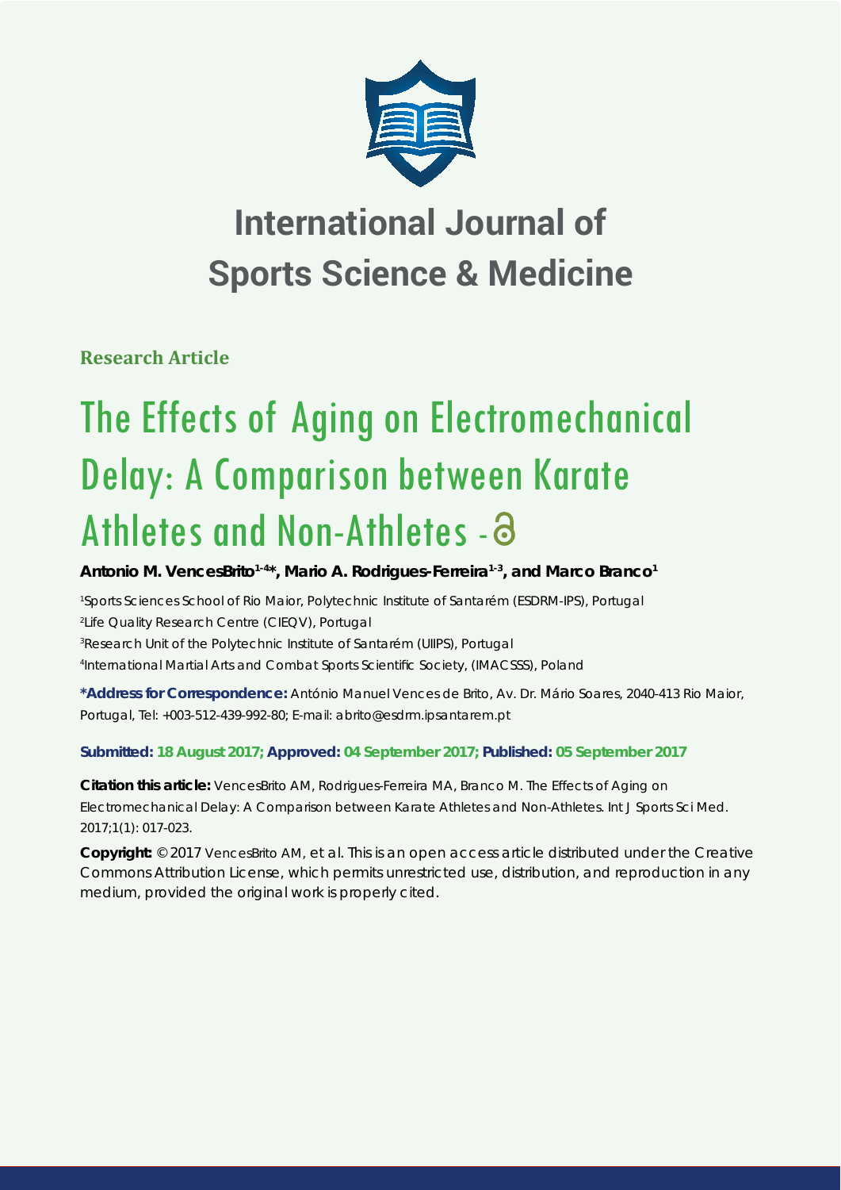# International Journal of Sports Science & Medicine

**Research Article**

# The Effects of Aging on Electromechanical Delay: A Comparison between Karate Athletes and Non-Athletes -

**Antonio M. VencesBrito[1-4]\*, Mario A. Rodrigues-Ferreira[1-3], and Marco Branco[1]**

[1]Sports Sciences School of Rio Maior, Polytechnic Institute of Santarém (ESDRM-IPS), Portugal
[2]Life Quality Research Centre (CIEQV), Portugal
[3]Research Unit of the Polytechnic Institute of Santarém (UIIPS), Portugal
[4]International Martial Arts and Combat Sports Scientific Society, (IMACSSS), Poland

**\*Address for Correspondence:** António Manuel Vences de Brito, Av. Dr. Mário Soares, 2040-413 Rio Maior, Portugal, Tel: +003-512-439-992-80; E-mail: abrito@esdrm.ipsantarem.pt

**Submitted: 18 August 2017; Approved: 04 September 2017; Published: 05 September 2017**

**Citation this article:** VencesBrito AM, Rodrigues-Ferreira MA, Branco M. The Effects of Aging on Electromechanical Delay: A Comparison between Karate Athletes and Non-Athletes. Int J Sports Sci Med. 2017;1(1): 017-023.

**Copyright:** © 2017 VencesBrito AM, et al. This is an open access article distributed under the Creative Commons Attribution License, which permits unrestricted use, distribution, and reproduction in any medium, provided the original work is properly cited.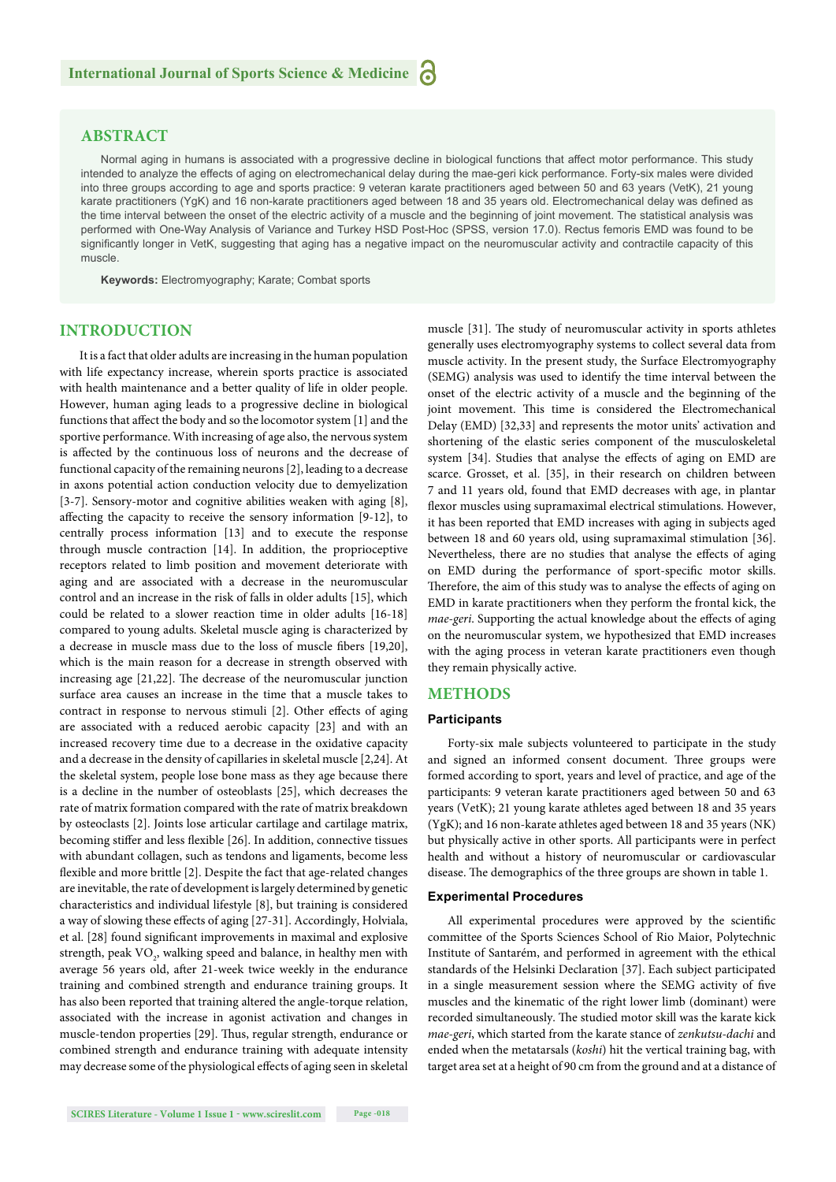## ABSTRACT

Normal aging in humans is associated with a progressive decline in biological functions that affect motor performance. This study intended to analyze the effects of aging on electromechanical delay during the mae-geri kick performance. Forty-six males were divided into three groups according to age and sports practice: 9 veteran karate practitioners aged between 50 and 63 years (VetK), 21 young karate practitioners (YgK) and 16 non-karate practitioners aged between 18 and 35 years old. Electromechanical delay was defined as the time interval between the onset of the electric activity of a muscle and the beginning of joint movement. The statistical analysis was performed with One-Way Analysis of Variance and Turkey HSD Post-Hoc (SPSS, version 17.0). Rectus femoris EMD was found to be significantly longer in VetK, suggesting that aging has a negative impact on the neuromuscular activity and contractile capacity of this muscle.

**Keywords:** Electromyography; Karate; Combat sports

## INTRODUCTION

It is a fact that older adults are increasing in the human population with life expectancy increase, wherein sports practice is associated with health maintenance and a better quality of life in older people. However, human aging leads to a progressive decline in biological functions that affect the body and so the locomotor system [1] and the sportive performance. With increasing of age also, the nervous system is affected by the continuous loss of neurons and the decrease of functional capacity of the remaining neurons [2], leading to a decrease in axons potential action conduction velocity due to demyelization [3-7]. Sensory-motor and cognitive abilities weaken with aging [8], affecting the capacity to receive the sensory information [9-12], to centrally process information [13] and to execute the response through muscle contraction [14]. In addition, the proprioceptive receptors related to limb position and movement deteriorate with aging and are associated with a decrease in the neuromuscular control and an increase in the risk of falls in older adults [15], which could be related to a slower reaction time in older adults [16-18] compared to young adults. Skeletal muscle aging is characterized by a decrease in muscle mass due to the loss of muscle fibers [19,20], which is the main reason for a decrease in strength observed with increasing age [21,22]. The decrease of the neuromuscular junction surface area causes an increase in the time that a muscle takes to contract in response to nervous stimuli [2]. Other effects of aging are associated with a reduced aerobic capacity [23] and with an increased recovery time due to a decrease in the oxidative capacity and a decrease in the density of capillaries in skeletal muscle [2,24]. At the skeletal system, people lose bone mass as they age because there is a decline in the number of osteoblasts [25], which decreases the rate of matrix formation compared with the rate of matrix breakdown by osteoclasts [2]. Joints lose articular cartilage and cartilage matrix, becoming stiffer and less flexible [26]. In addition, connective tissues with abundant collagen, such as tendons and ligaments, become less flexible and more brittle [2]. Despite the fact that age-related changes are inevitable, the rate of development is largely determined by genetic characteristics and individual lifestyle [8], but training is considered a way of slowing these effects of aging [27-31]. Accordingly, Holviala, et al. [28] found significant improvements in maximal and explosive strength, peak $VO_2$, walking speed and balance, in healthy men with average 56 years old, after 21-week twice weekly in the endurance training and combined strength and endurance training groups. It has also been reported that training altered the angle-torque relation, associated with the increase in agonist activation and changes in muscle-tendon properties [29]. Thus, regular strength, endurance or combined strength and endurance training with adequate intensity may decrease some of the physiological effects of aging seen in skeletal muscle [31]. The study of neuromuscular activity in sports athletes generally uses electromyography systems to collect several data from muscle activity. In the present study, the Surface Electromyography (SEMG) analysis was used to identify the time interval between the onset of the electric activity of a muscle and the beginning of the joint movement. This time is considered the Electromechanical Delay (EMD) [32,33] and represents the motor units' activation and shortening of the elastic series component of the musculoskeletal system [34]. Studies that analyse the effects of aging on EMD are scarce. Grosset, et al. [35], in their research on children between 7 and 11 years old, found that EMD decreases with age, in plantar flexor muscles using supramaximal electrical stimulations. However, it has been reported that EMD increases with aging in subjects aged between 18 and 60 years old, using supramaximal stimulation [36]. Nevertheless, there are no studies that analyse the effects of aging on EMD during the performance of sport-specific motor skills. Therefore, the aim of this study was to analyse the effects of aging on EMD in karate practitioners when they perform the frontal kick, the *mae-geri*. Supporting the actual knowledge about the effects of aging on the neuromuscular system, we hypothesized that EMD increases with the aging process in veteran karate practitioners even though they remain physically active.

## METHODS

### Participants

Forty-six male subjects volunteered to participate in the study and signed an informed consent document. Three groups were formed according to sport, years and level of practice, and age of the participants: 9 veteran karate practitioners aged between 50 and 63 years (VetK); 21 young karate athletes aged between 18 and 35 years (YgK); and 16 non-karate athletes aged between 18 and 35 years (NK) but physically active in other sports. All participants were in perfect health and without a history of neuromuscular or cardiovascular disease. The demographics of the three groups are shown in table 1.

### Experimental Procedures

All experimental procedures were approved by the scientific committee of the Sports Sciences School of Rio Maior, Polytechnic Institute of Santarém, and performed in agreement with the ethical standards of the Helsinki Declaration [37]. Each subject participated in a single measurement session where the SEMG activity of five muscles and the kinematic of the right lower limb (dominant) were recorded simultaneously. The studied motor skill was the karate kick *mae-geri*, which started from the karate stance of *zenkutsu-dachi* and ended when the metatarsals (*koshi*) hit the vertical training bag, with target area set at a height of 90 cm from the ground and at a distance of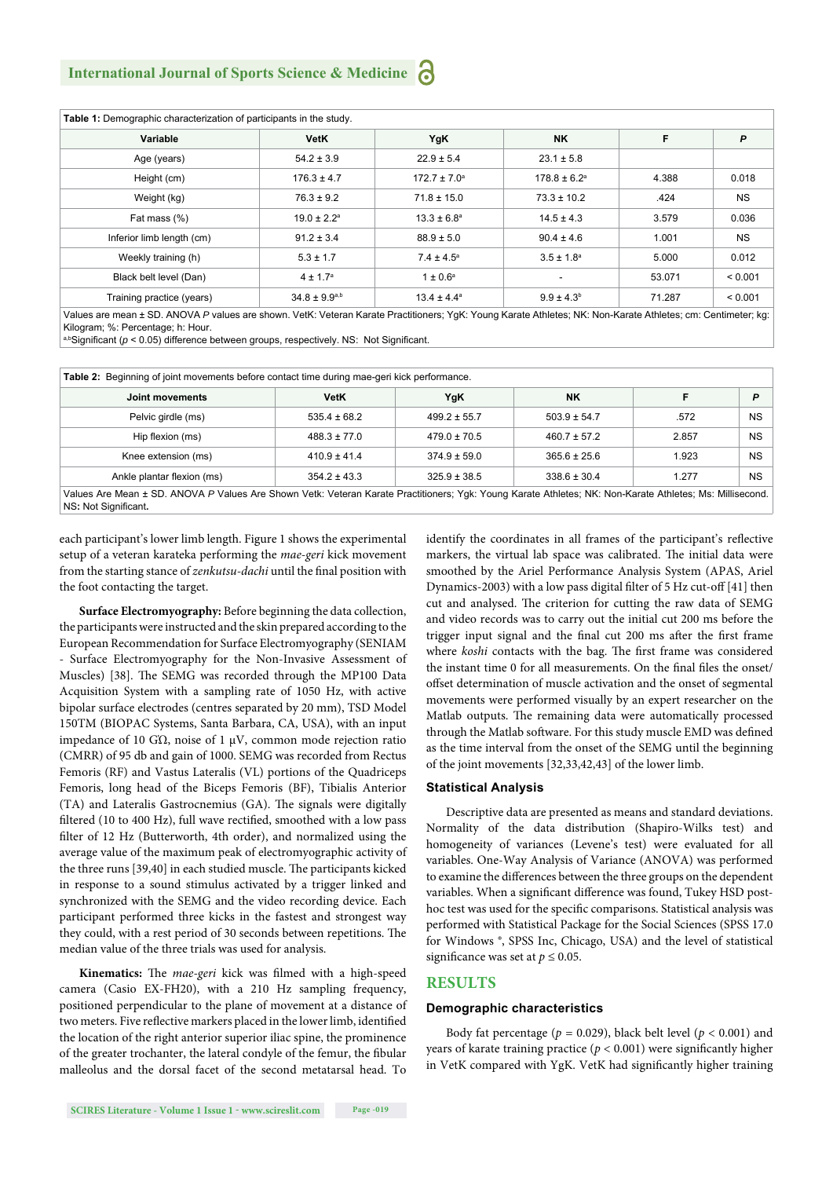**Table 1:** Demographic characterization of participants in the study.

| Variable | VetK | YgK | NK | F | P |
|---|---|---|---|---|---|
| Age (years) | 54.2 ± 3.9 | 22.9 ± 5.4 | 23.1 ± 5.8 | | |
| Height (cm) | 176.3 ± 4.7 | 172.7 ± 7.0[a] | 178.8 ± 6.2[a] | 4.388 | 0.018 |
| Weight (kg) | 76.3 ± 9.2 | 71.8 ± 15.0 | 73.3 ± 10.2 | .424 | NS |
| Fat mass (%) | 19.0 ± 2.2[a] | 13.3 ± 6.8[a] | 14.5 ± 4.3 | 3.579 | 0.036 |
| Inferior limb length (cm) | 91.2 ± 3.4 | 88.9 ± 5.0 | 90.4 ± 4.6 | 1.001 | NS |
| Weekly training (h) | 5.3 ± 1.7 | 7.4 ± 4.5[a] | 3.5 ± 1.8[a] | 5.000 | 0.012 |
| Black belt level (Dan) | 4 ± 1.7[a] | 1 ± 0.6[a] | - | 53.071 | < 0.001 |
| Training practice (years) | 34.8 ± 9.9[a,b] | 13.4 ± 4.4[a] | 9.9 ± 4.3[b] | 71.287 | < 0.001 |

Values are mean ± SD. ANOVA *P* values are shown. VetK: Veteran Karate Practitioners; YgK: Young Karate Athletes; NK: Non-Karate Athletes; cm: Centimeter; kg: Kilogram; %: Percentage; h: Hour.
[a,b]Significant ($p < 0.05$) difference between groups, respectively. NS: Not Significant.

**Table 2:** Beginning of joint movements before contact time during mae-geri kick performance.

| Joint movements | VetK | YgK | NK | F | P |
|---|---|---|---|---|---|
| Pelvic girdle (ms) | 535.4 ± 68.2 | 499.2 ± 55.7 | 503.9 ± 54.7 | .572 | NS |
| Hip flexion (ms) | 488.3 ± 77.0 | 479.0 ± 70.5 | 460.7 ± 57.2 | 2.857 | NS |
| Knee extension (ms) | 410.9 ± 41.4 | 374.9 ± 59.0 | 365.6 ± 25.6 | 1.923 | NS |
| Ankle plantar flexion (ms) | 354.2 ± 43.3 | 325.9 ± 38.5 | 338.6 ± 30.4 | 1.277 | NS |

Values Are Mean ± SD. ANOVA *P* Values Are Shown Vetk: Veteran Karate Practitioners; Ygk: Young Karate Athletes; NK: Non-Karate Athletes; Ms: Millisecond. **NS:** Not Significant.

each participant's lower limb length. Figure 1 shows the experimental setup of a veteran karateka performing the *mae-geri* kick movement from the starting stance of *zenkutsu-dachi* until the final position with the foot contacting the target.

**Surface Electromyography:** Before beginning the data collection, the participants were instructed and the skin prepared according to the European Recommendation for Surface Electromyography (SENIAM - Surface Electromyography for the Non-Invasive Assessment of Muscles) [38]. The SEMG was recorded through the MP100 Data Acquisition System with a sampling rate of 1050 Hz, with active bipolar surface electrodes (centres separated by 20 mm), TSD Model 150TM (BIOPAC Systems, Santa Barbara, CA, USA), with an input impedance of 10 GΩ, noise of 1 μV, common mode rejection ratio (CMRR) of 95 db and gain of 1000. SEMG was recorded from Rectus Femoris (RF) and Vastus Lateralis (VL) portions of the Quadriceps Femoris, long head of the Biceps Femoris (BF), Tibialis Anterior (TA) and Lateralis Gastrocnemius (GA). The signals were digitally filtered (10 to 400 Hz), full wave rectified, smoothed with a low pass filter of 12 Hz (Butterworth, 4th order), and normalized using the average value of the maximum peak of electromyographic activity of the three runs [39,40] in each studied muscle. The participants kicked in response to a sound stimulus activated by a trigger linked and synchronized with the SEMG and the video recording device. Each participant performed three kicks in the fastest and strongest way they could, with a rest period of 30 seconds between repetitions. The median value of the three trials was used for analysis.

**Kinematics:** The *mae-geri* kick was filmed with a high-speed camera (Casio EX-FH20), with a 210 Hz sampling frequency, positioned perpendicular to the plane of movement at a distance of two meters. Five reflective markers placed in the lower limb, identified the location of the right anterior superior iliac spine, the prominence of the greater trochanter, the lateral condyle of the femur, the fibular malleolus and the dorsal facet of the second metatarsal head. To identify the coordinates in all frames of the participant's reflective markers, the virtual lab space was calibrated. The initial data were smoothed by the Ariel Performance Analysis System (APAS, Ariel Dynamics-2003) with a low pass digital filter of 5 Hz cut-off [41] then cut and analysed. The criterion for cutting the raw data of SEMG and video records was to carry out the initial cut 200 ms before the trigger input signal and the final cut 200 ms after the first frame where *koshi* contacts with the bag. The first frame was considered the instant time 0 for all measurements. On the final files the onset/offset determination of muscle activation and the onset of segmental movements were performed visually by an expert researcher on the Matlab outputs. The remaining data were automatically processed through the Matlab software. For this study muscle EMD was defined as the time interval from the onset of the SEMG until the beginning of the joint movements [32,33,42,43] of the lower limb.

### Statistical Analysis

Descriptive data are presented as means and standard deviations. Normality of the data distribution (Shapiro-Wilks test) and homogeneity of variances (Levene's test) were evaluated for all variables. One-Way Analysis of Variance (ANOVA) was performed to examine the differences between the three groups on the dependent variables. When a significant difference was found, Tukey HSD post-hoc test was used for the specific comparisons. Statistical analysis was performed with Statistical Package for the Social Sciences (SPSS 17.0 for Windows ®, SPSS Inc, Chicago, USA) and the level of statistical significance was set at $p \leq 0.05$.

## RESULTS

### Demographic characteristics

Body fat percentage ($p = 0.029$), black belt level ($p < 0.001$) and years of karate training practice ($p < 0.001$) were significantly higher in VetK compared with YgK. VetK had significantly higher training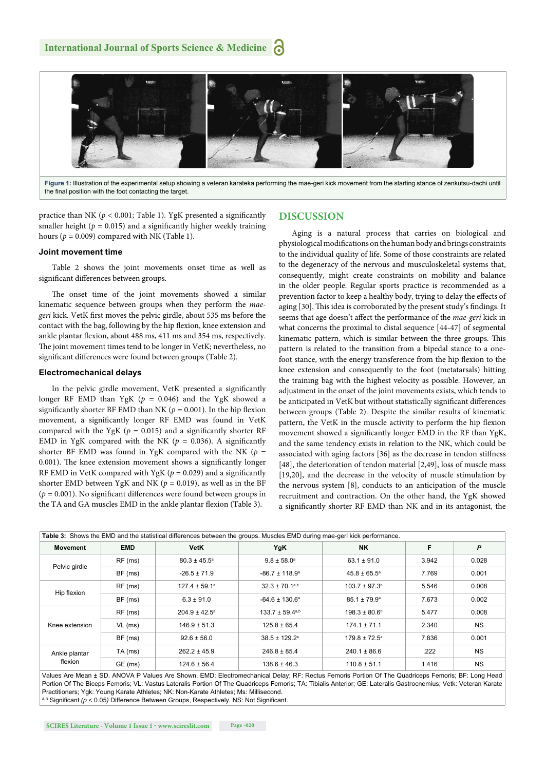Figure 1: Illustration of the experimental setup showing a veteran karateka performing the mae-geri kick movement from the starting stance of zenkutsu-dachi until the final position with the foot contacting the target.

practice than NK ($p < 0.001$; Table 1). YgK presented a significantly smaller height ($p = 0.015$) and a significantly higher weekly training hours ($p = 0.009$) compared with NK (Table 1).

### Joint movement time

Table 2 shows the joint movements onset time as well as significant differences between groups.

The onset time of the joint movements showed a similar kinematic sequence between groups when they perform the *mae-geri* kick. VetK first moves the pelvic girdle, about 535 ms before the contact with the bag, following by the hip flexion, knee extension and ankle plantar flexion, about 488 ms, 411 ms and 354 ms, respectively. The joint movement times tend to be longer in VetK; nevertheless, no significant differences were found between groups (Table 2).

### Electromechanical delays

In the pelvic girdle movement, VetK presented a significantly longer RF EMD than YgK ($p = 0.046$) and the YgK showed a significantly shorter BF EMD than NK ($p = 0.001$). In the hip flexion movement, a significantly longer RF EMD was found in VetK compared with the YgK ($p = 0.015$) and a significantly shorter RF EMD in YgK compared with the NK ($p = 0.036$). A significantly shorter BF EMD was found in YgK compared with the NK ($p = 0.001$). The knee extension movement shows a significantly longer RF EMD in VetK compared with YgK ($p = 0.029$) and a significantly shorter EMD between YgK and NK ($p = 0.019$), as well as in the BF ($p = 0.001$). No significant differences were found between groups in the TA and GA muscles EMD in the ankle plantar flexion (Table 3).

## DISCUSSION

Aging is a natural process that carries on biological and physiological modifications on the human body and brings constraints to the individual quality of life. Some of those constraints are related to the degeneracy of the nervous and musculoskeletal systems that, consequently, might create constraints on mobility and balance in the older people. Regular sports practice is recommended as a prevention factor to keep a healthy body, trying to delay the effects of aging [30]. This idea is corroborated by the present study's findings. It seems that age doesn't affect the performance of the *mae-geri* kick in what concerns the proximal to distal sequence [44-47] of segmental kinematic pattern, which is similar between the three groups. This pattern is related to the transition from a bipedal stance to a one-foot stance, with the energy transference from the hip flexion to the knee extension and consequently to the foot (metatarsals) hitting the training bag with the highest velocity as possible. However, an adjustment in the onset of the joint movements exists, which tends to be anticipated in VetK but without statistically significant differences between groups (Table 2). Despite the similar results of kinematic pattern, the VetK in the muscle activity to perform the hip flexion movement showed a significantly longer EMD in the RF than YgK, and the same tendency exists in relation to the NK, which could be associated with aging factors [36] as the decrease in tendon stiffness [48], the deterioration of tendon material [2,49], loss of muscle mass [19,20], and the decrease in the velocity of muscle stimulation by the nervous system [8], conducts to an anticipation of the muscle recruitment and contraction. On the other hand, the YgK showed a significantly shorter RF EMD than NK and in its antagonist, the

Table 3: Shows the EMD and the statistical differences between the groups. Muscles EMD during mae-geri kick performance.

| Movement | EMD | VetK | YgK | NK | F | P |
|---|---|---|---|---|---|---|
| Pelvic girdle | RF (ms) | 80.3 ± 45.5[a] | 9.8 ± 58.0[a] | 63.1 ± 91.0 | 3.942 | 0.028 |
| | BF (ms) | -26.5 ± 71.9 | -86.7 ± 118.9[a] | 45.8 ± 65.5[a] | 7.769 | 0.001 |
| Hip flexion | RF (ms) | 127.4 ± 59.1[a] | 32.3 ± 70.1[a,b] | 103.7 ± 97.3[b] | 5.546 | 0.008 |
| | BF (ms) | 6.3 ± 91.0 | -64.6 ± 130.6[a] | 85.1 ± 79.9[a] | 7.673 | 0.002 |
| Knee extension | RF (ms) | 204.9 ± 42.5[a] | 133.7 ± 59.4[a,b] | 198.3 ± 80.6[b] | 5.477 | 0.008 |
| | VL (ms) | 146.9 ± 51.3 | 125.8 ± 65.4 | 174.1 ± 71.1 | 2.340 | NS |
| | BF (ms) | 92.6 ± 56.0 | 38.5 ± 129.2[a] | 179.8 ± 72.5[a] | 7.836 | 0.001 |
| Ankle plantar flexion | TA (ms) | 262.2 ± 45.9 | 246.8 ± 85.4 | 240.1 ± 86.6 | .222 | NS |
| | GE (ms) | 124.6 ± 56.4 | 138.6 ± 46.3 | 110.8 ± 51.1 | 1.416 | NS |

Values Are Mean ± SD. ANOVA P Values Are Shown. EMD: Electromechanical Delay; RF: Rectus Femoris Portion Of The Quadriceps Femoris; BF: Long Head Portion Of The Biceps Femoris; VL: Vastus Lateralis Portion Of The Quadriceps Femoris; TA: Tibialis Anterior; GE: Lateralis Gastrocnemius; Vetk: Veteran Karate Practitioners; Ygk: Young Karate Athletes; NK: Non-Karate Athletes; Ms: Millisecond.
[A,B] Significant ($p < 0.05$) Difference Between Groups, Respectively. NS: Not Significant.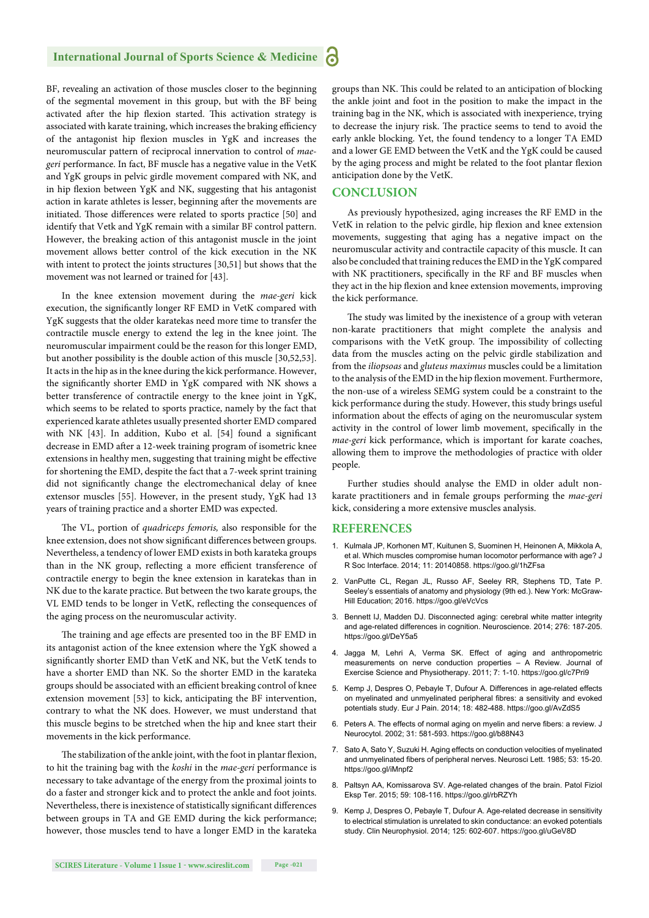BF, revealing an activation of those muscles closer to the beginning of the segmental movement in this group, but with the BF being activated after the hip flexion started. This activation strategy is associated with karate training, which increases the braking efficiency of the antagonist hip flexion muscles in YgK and increases the neuromuscular pattern of reciprocal innervation to control of *mae-geri* performance. In fact, BF muscle has a negative value in the VetK and YgK groups in pelvic girdle movement compared with NK, and in hip flexion between YgK and NK, suggesting that his antagonist action in karate athletes is lesser, beginning after the movements are initiated. Those differences were related to sports practice [50] and identify that Vetk and YgK remain with a similar BF control pattern. However, the breaking action of this antagonist muscle in the joint movement allows better control of the kick execution in the NK with intent to protect the joints structures [30,51] but shows that the movement was not learned or trained for [43].

In the knee extension movement during the *mae-geri* kick execution, the significantly longer RF EMD in VetK compared with YgK suggests that the older karatekas need more time to transfer the contractile muscle energy to extend the leg in the knee joint. The neuromuscular impairment could be the reason for this longer EMD, but another possibility is the double action of this muscle [30,52,53]. It acts in the hip as in the knee during the kick performance. However, the significantly shorter EMD in YgK compared with NK shows a better transference of contractile energy to the knee joint in YgK, which seems to be related to sports practice, namely by the fact that experienced karate athletes usually presented shorter EMD compared with NK [43]. In addition, Kubo et al. [54] found a significant decrease in EMD after a 12-week training program of isometric knee extensions in healthy men, suggesting that training might be effective for shortening the EMD, despite the fact that a 7-week sprint training did not significantly change the electromechanical delay of knee extensor muscles [55]. However, in the present study, YgK had 13 years of training practice and a shorter EMD was expected.

The VL, portion of *quadriceps femoris,* also responsible for the knee extension, does not show significant differences between groups. Nevertheless, a tendency of lower EMD exists in both karateka groups than in the NK group, reflecting a more efficient transference of contractile energy to begin the knee extension in karatekas than in NK due to the karate practice. But between the two karate groups, the VL EMD tends to be longer in VetK, reflecting the consequences of the aging process on the neuromuscular activity.

The training and age effects are presented too in the BF EMD in its antagonist action of the knee extension where the YgK showed a significantly shorter EMD than VetK and NK, but the VetK tends to have a shorter EMD than NK. So the shorter EMD in the karateka groups should be associated with an efficient breaking control of knee extension movement [53] to kick, anticipating the BF intervention, contrary to what the NK does. However, we must understand that this muscle begins to be stretched when the hip and knee start their movements in the kick performance.

The stabilization of the ankle joint, with the foot in plantar flexion, to hit the training bag with the *koshi* in the *mae-geri* performance is necessary to take advantage of the energy from the proximal joints to do a faster and stronger kick and to protect the ankle and foot joints. Nevertheless, there is inexistence of statistically significant differences between groups in TA and GE EMD during the kick performance; however, those muscles tend to have a longer EMD in the karateka groups than NK. This could be related to an anticipation of blocking the ankle joint and foot in the position to make the impact in the training bag in the NK, which is associated with inexperience, trying to decrease the injury risk. The practice seems to tend to avoid the early ankle blocking. Yet, the found tendency to a longer TA EMD and a lower GE EMD between the VetK and the YgK could be caused by the aging process and might be related to the foot plantar flexion anticipation done by the VetK.

## CONCLUSION

As previously hypothesized, aging increases the RF EMD in the VetK in relation to the pelvic girdle, hip flexion and knee extension movements, suggesting that aging has a negative impact on the neuromuscular activity and contractile capacity of this muscle. It can also be concluded that training reduces the EMD in the YgK compared with NK practitioners, specifically in the RF and BF muscles when they act in the hip flexion and knee extension movements, improving the kick performance.

The study was limited by the inexistence of a group with veteran non-karate practitioners that might complete the analysis and comparisons with the VetK group. The impossibility of collecting data from the muscles acting on the pelvic girdle stabilization and from the *iliopsoas* and *gluteus maximus* muscles could be a limitation to the analysis of the EMD in the hip flexion movement. Furthermore, the non-use of a wireless SEMG system could be a constraint to the kick performance during the study. However, this study brings useful information about the effects of aging on the neuromuscular system activity in the control of lower limb movement, specifically in the *mae-geri* kick performance, which is important for karate coaches, allowing them to improve the methodologies of practice with older people.

Further studies should analyse the EMD in older adult non-karate practitioners and in female groups performing the *mae-geri* kick, considering a more extensive muscles analysis.

## REFERENCES

1. Kulmala JP, Korhonen MT, Kuitunen S, Suominen H, Heinonen A, Mikkola A, et al. Which muscles compromise human locomotor performance with age? J R Soc Interface. 2014; 11: 20140858. https://goo.gl/1hZFsa
2. VanPutte CL, Regan JL, Russo AF, Seeley RR, Stephens TD, Tate P. Seeley's essentials of anatomy and physiology (9th ed.). New York: McGraw-Hill Education; 2016. https://goo.gl/eVcVcs
3. Bennett IJ, Madden DJ. Disconnected aging: cerebral white matter integrity and age-related differences in cognition. Neuroscience. 2014; 276: 187-205. https://goo.gl/DeY5a5
4. Jagga M, Lehri A, Verma SK. Effect of aging and anthropometric measurements on nerve conduction properties – A Review. Journal of Exercise Science and Physiotherapy. 2011; 7: 1-10. https://goo.gl/c7Pri9
5. Kemp J, Despres O, Pebayle T, Dufour A. Differences in age-related effects on myelinated and unmyelinated peripheral fibres: a sensitivity and evoked potentials study. Eur J Pain. 2014; 18: 482-488. https://goo.gl/AvZdS5
6. Peters A. The effects of normal aging on myelin and nerve fibers: a review. J Neurocytol. 2002; 31: 581-593. https://goo.gl/b88N43
7. Sato A, Sato Y, Suzuki H. Aging effects on conduction velocities of myelinated and unmyelinated fibers of peripheral nerves. Neurosci Lett. 1985; 53: 15-20. https://goo.gl/iMnpf2
8. Paltsyn AA, Komissarova SV. Age-related changes of the brain. Patol Fiziol Eksp Ter. 2015; 59: 108-116. https://goo.gl/rbRZYh
9. Kemp J, Despres O, Pebayle T, Dufour A. Age-related decrease in sensitivity to electrical stimulation is unrelated to skin conductance: an evoked potentials study. Clin Neurophysiol. 2014; 125: 602-607. https://goo.gl/uGeV8D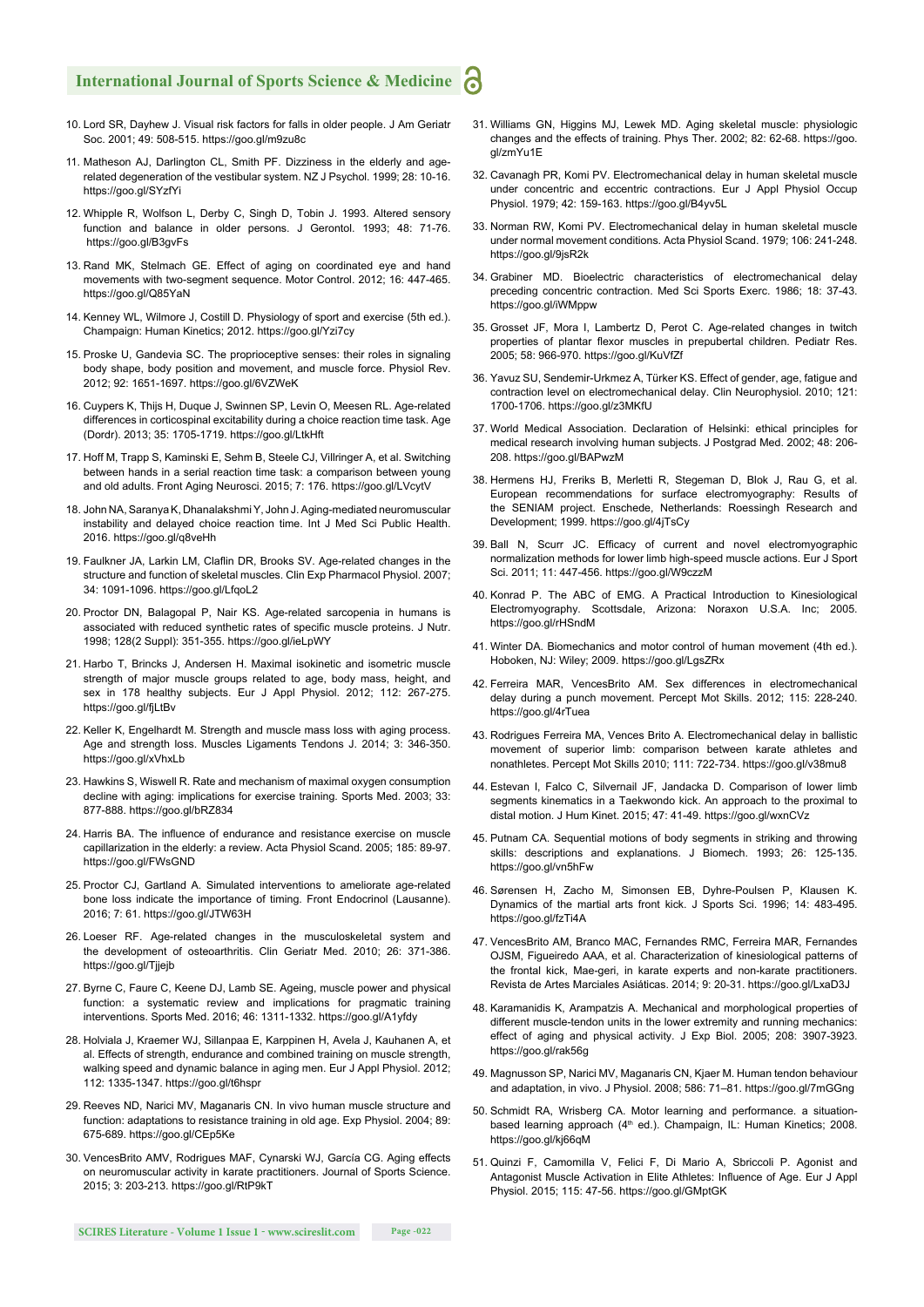10. Lord SR, Dayhew J. Visual risk factors for falls in older people. J Am Geriatr Soc. 2001; 49: 508-515. https://goo.gl/m9zu8c

11. Matheson AJ, Darlington CL, Smith PF. Dizziness in the elderly and age-related degeneration of the vestibular system. NZ J Psychol. 1999; 28: 10-16. https://goo.gl/SYzfYi

12. Whipple R, Wolfson L, Derby C, Singh D, Tobin J. 1993. Altered sensory function and balance in older persons. J Gerontol. 1993; 48: 71-76. https://goo.gl/B3gvFs

13. Rand MK, Stelmach GE. Effect of aging on coordinated eye and hand movements with two-segment sequence. Motor Control. 2012; 16: 447-465. https://goo.gl/Q85YaN

14. Kenney WL, Wilmore J, Costill D. Physiology of sport and exercise (5th ed.). Champaign: Human Kinetics; 2012. https://goo.gl/Yzi7cy

15. Proske U, Gandevia SC. The proprioceptive senses: their roles in signaling body shape, body position and movement, and muscle force. Physiol Rev. 2012; 92: 1651-1697. https://goo.gl/6VZWeK

16. Cuypers K, Thijs H, Duque J, Swinnen SP, Levin O, Meesen RL. Age-related differences in corticospinal excitability during a choice reaction time task. Age (Dordr). 2013; 35: 1705-1719. https://goo.gl/LtkHft

17. Hoff M, Trapp S, Kaminski E, Sehm B, Steele CJ, Villringer A, et al. Switching between hands in a serial reaction time task: a comparison between young and old adults. Front Aging Neurosci. 2015; 7: 176. https://goo.gl/LVcytV

18. John NA, Saranya K, Dhanalakshmi Y, John J. Aging-mediated neuromuscular instability and delayed choice reaction time. Int J Med Sci Public Health. 2016. https://goo.gl/q8veHh

19. Faulkner JA, Larkin LM, Claflin DR, Brooks SV. Age-related changes in the structure and function of skeletal muscles. Clin Exp Pharmacol Physiol. 2007; 34: 1091-1096. https://goo.gl/LfqoL2

20. Proctor DN, Balagopal P, Nair KS. Age-related sarcopenia in humans is associated with reduced synthetic rates of specific muscle proteins. J Nutr. 1998; 128(2 Suppl): 351-355. https://goo.gl/ieLpWY

21. Harbo T, Brincks J, Andersen H. Maximal isokinetic and isometric muscle strength of major muscle groups related to age, body mass, height, and sex in 178 healthy subjects. Eur J Appl Physiol. 2012; 112: 267-275. https://goo.gl/fjLtBv

22. Keller K, Engelhardt M. Strength and muscle mass loss with aging process. Age and strength loss. Muscles Ligaments Tendons J. 2014; 3: 346-350. https://goo.gl/xVhxLb

23. Hawkins S, Wiswell R. Rate and mechanism of maximal oxygen consumption decline with aging: implications for exercise training. Sports Med. 2003; 33: 877-888. https://goo.gl/bRZ834

24. Harris BA. The influence of endurance and resistance exercise on muscle capillarization in the elderly: a review. Acta Physiol Scand. 2005; 185: 89-97. https://goo.gl/FWsGND

25. Proctor CJ, Gartland A. Simulated interventions to ameliorate age-related bone loss indicate the importance of timing. Front Endocrinol (Lausanne). 2016; 7: 61. https://goo.gl/JTW63H

26. Loeser RF. Age-related changes in the musculoskeletal system and the development of osteoarthritis. Clin Geriatr Med. 2010; 26: 371-386. https://goo.gl/Tjjejb

27. Byrne C, Faure C, Keene DJ, Lamb SE. Ageing, muscle power and physical function: a systematic review and implications for pragmatic training interventions. Sports Med. 2016; 46: 1311-1332. https://goo.gl/A1yfdy

28. Holviala J, Kraemer WJ, Sillanpaa E, Karppinen H, Avela J, Kauhanen A, et al. Effects of strength, endurance and combined training on muscle strength, walking speed and dynamic balance in aging men. Eur J Appl Physiol. 2012; 112: 1335-1347. https://goo.gl/t6hspr

29. Reeves ND, Narici MV, Maganaris CN. In vivo human muscle structure and function: adaptations to resistance training in old age. Exp Physiol. 2004; 89: 675-689. https://goo.gl/CEp5Ke

30. VencesBrito AMV, Rodrigues MAF, Cynarski WJ, García CG. Aging effects on neuromuscular activity in karate practitioners. Journal of Sports Science. 2015; 3: 203-213. https://goo.gl/RtP9kT

31. Williams GN, Higgins MJ, Lewek MD. Aging skeletal muscle: physiologic changes and the effects of training. Phys Ther. 2002; 82: 62-68. https://goo.gl/zmYu1E

32. Cavanagh PR, Komi PV. Electromechanical delay in human skeletal muscle under concentric and eccentric contractions. Eur J Appl Physiol Occup Physiol. 1979; 42: 159-163. https://goo.gl/B4yv5L

33. Norman RW, Komi PV. Electromechanical delay in human skeletal muscle under normal movement conditions. Acta Physiol Scand. 1979; 106: 241-248. https://goo.gl/9jsR2k

34. Grabiner MD. Bioelectric characteristics of electromechanical delay preceding concentric contraction. Med Sci Sports Exerc. 1986; 18: 37-43. https://goo.gl/iWMppw

35. Grosset JF, Mora I, Lambertz D, Perot C. Age-related changes in twitch properties of plantar flexor muscles in prepubertal children. Pediatr Res. 2005; 58: 966-970. https://goo.gl/KuVfZf

36. Yavuz SU, Sendemir-Urkmez A, Türker KS. Effect of gender, age, fatigue and contraction level on electromechanical delay. Clin Neurophysiol. 2010; 121: 1700-1706. https://goo.gl/z3MKfU

37. World Medical Association. Declaration of Helsinki: ethical principles for medical research involving human subjects. J Postgrad Med. 2002; 48: 206-208. https://goo.gl/BAPwzM

38. Hermens HJ, Freriks B, Merletti R, Stegeman D, Blok J, Rau G, et al. European recommendations for surface electromyography: Results of the SENIAM project. Enschede, Netherlands: Roessingh Research and Development; 1999. https://goo.gl/4jTsCy

39. Ball N, Scurr JC. Efficacy of current and novel electromyographic normalization methods for lower limb high-speed muscle actions. Eur J Sport Sci. 2011; 11: 447-456. https://goo.gl/W9czzM

40. Konrad P. The ABC of EMG. A Practical Introduction to Kinesiological Electromyography. Scottsdale, Arizona: Noraxon U.S.A. Inc; 2005. https://goo.gl/rHSndM

41. Winter DA. Biomechanics and motor control of human movement (4th ed.). Hoboken, NJ: Wiley; 2009. https://goo.gl/LgsZRx

42. Ferreira MAR, VencesBrito AM. Sex differences in electromechanical delay during a punch movement. Percept Mot Skills. 2012; 115: 228-240. https://goo.gl/4rTuea

43. Rodrigues Ferreira MA, Vences Brito A. Electromechanical delay in ballistic movement of superior limb: comparison between karate athletes and nonathletes. Percept Mot Skills 2010; 111: 722-734. https://goo.gl/v38mu8

44. Estevan I, Falco C, Silvernail JF, Jandacka D. Comparison of lower limb segments kinematics in a Taekwondo kick. An approach to the proximal to distal motion. J Hum Kinet. 2015; 47: 41-49. https://goo.gl/wxnCVz

45. Putnam CA. Sequential motions of body segments in striking and throwing skills: descriptions and explanations. J Biomech. 1993; 26: 125-135. https://goo.gl/vn5hFw

46. Sørensen H, Zacho M, Simonsen EB, Dyhre-Poulsen P, Klausen K. Dynamics of the martial arts front kick. J Sports Sci. 1996; 14: 483-495. https://goo.gl/fzTi4A

47. VencesBrito AM, Branco MAC, Fernandes RMC, Ferreira MAR, Fernandes OJSM, Figueiredo AAA, et al. Characterization of kinesiological patterns of the frontal kick, Mae-geri, in karate experts and non-karate practitioners. Revista de Artes Marciales Asiáticas. 2014; 9: 20-31. https://goo.gl/LxaD3J

48. Karamanidis K, Arampatzis A. Mechanical and morphological properties of different muscle-tendon units in the lower extremity and running mechanics: effect of aging and physical activity. J Exp Biol. 2005; 208: 3907-3923. https://goo.gl/rak56g

49. Magnusson SP, Narici MV, Maganaris CN, Kjaer M. Human tendon behaviour and adaptation, in vivo. J Physiol. 2008; 586: 71–81. https://goo.gl/7mGGng

50. Schmidt RA, Wrisberg CA. Motor learning and performance. a situation-based learning approach (4th ed.). Champaign, IL: Human Kinetics; 2008. https://goo.gl/kj66qM

51. Quinzi F, Camomilla V, Felici F, Di Mario A, Sbriccoli P. Agonist and Antagonist Muscle Activation in Elite Athletes: Influence of Age. Eur J Appl Physiol. 2015; 115: 47-56. https://goo.gl/GMptGK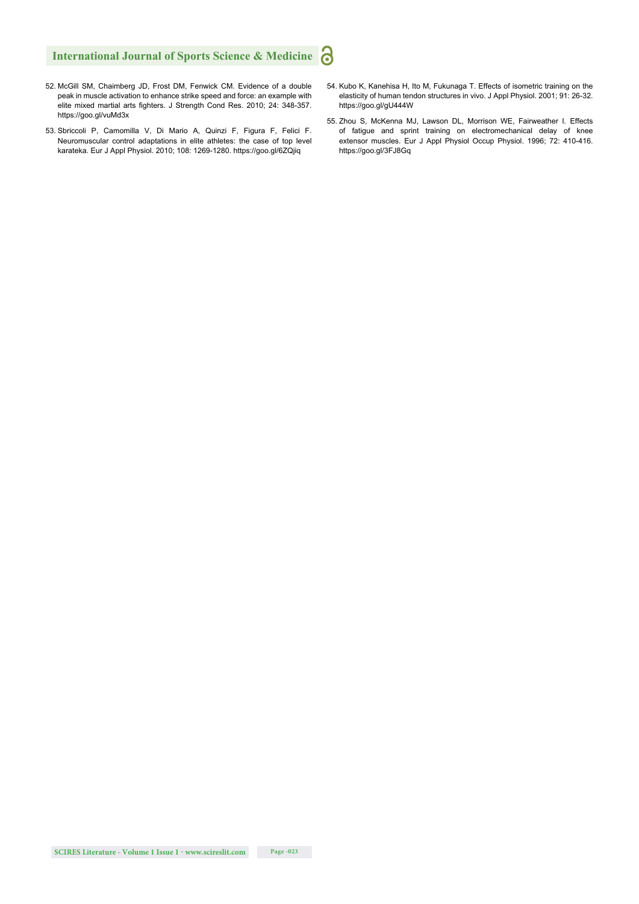52. McGill SM, Chaimberg JD, Frost DM, Fenwick CM. Evidence of a double peak in muscle activation to enhance strike speed and force: an example with elite mixed martial arts fighters. J Strength Cond Res. 2010; 24: 348-357. https://goo.gl/vuMd3x

53. Sbriccoli P, Camomilla V, Di Mario A, Quinzi F, Figura F, Felici F. Neuromuscular control adaptations in elite athletes: the case of top level karateka. Eur J Appl Physiol. 2010; 108: 1269-1280. https://goo.gl/6ZQjiq

54. Kubo K, Kanehisa H, Ito M, Fukunaga T. Effects of isometric training on the elasticity of human tendon structures in vivo. J Appl Physiol. 2001; 91: 26-32. https://goo.gl/gU444W

55. Zhou S, McKenna MJ, Lawson DL, Morrison WE, Fairweather I. Effects of fatigue and sprint training on electromechanical delay of knee extensor muscles. Eur J Appl Physiol Occup Physiol. 1996; 72: 410-416. https://goo.gl/3FJ8Gq